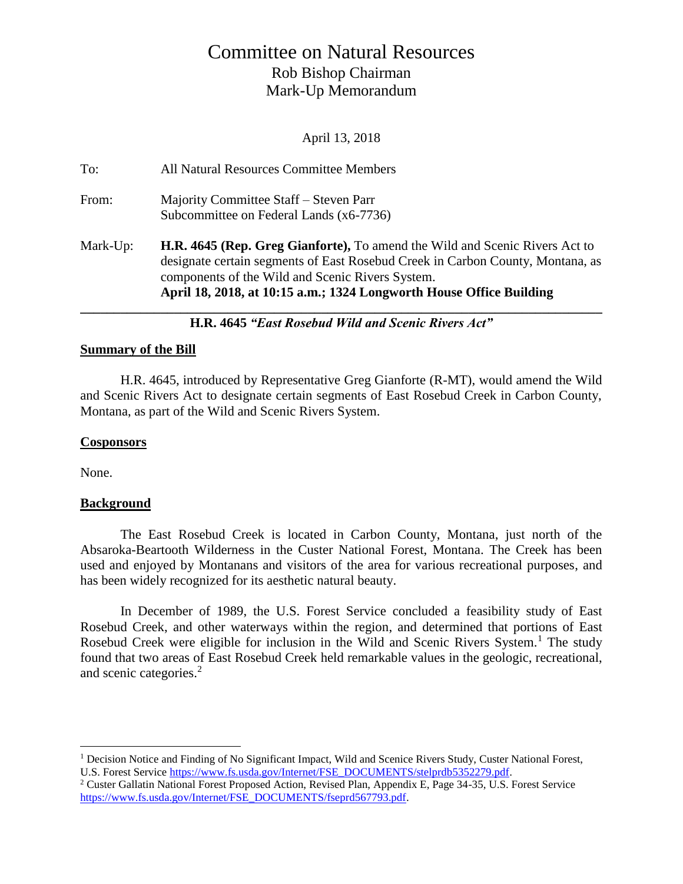# Committee on Natural Resources

## Rob Bishop Chairman

## Mark-Up Memorandum

April 13, 2018

**To:** All Natural Resources Committee Members

**From:** Majority Committee Staff – Steven Parr
Subcommittee on Federal Lands (x6-7736)

**Mark-Up:** **H.R. 4645 (Rep. Greg Gianforte),** To amend the Wild and Scenic Rivers Act to designate certain segments of East Rosebud Creek in Carbon County, Montana, as components of the Wild and Scenic Rivers System.
**April 18, 2018, at 10:15 a.m.; 1324 Longworth House Office Building**

---

**H.R. 4645** ***"East Rosebud Wild and Scenic Rivers Act"***

### Summary of the Bill

H.R. 4645, introduced by Representative Greg Gianforte (R-MT), would amend the Wild and Scenic Rivers Act to designate certain segments of East Rosebud Creek in Carbon County, Montana, as part of the Wild and Scenic Rivers System.

### Cosponsors

None.

### Background

The East Rosebud Creek is located in Carbon County, Montana, just north of the Absaroka-Beartooth Wilderness in the Custer National Forest, Montana. The Creek has been used and enjoyed by Montanans and visitors of the area for various recreational purposes, and has been widely recognized for its aesthetic natural beauty.

In December of 1989, the U.S. Forest Service concluded a feasibility study of East Rosebud Creek, and other waterways within the region, and determined that portions of East Rosebud Creek were eligible for inclusion in the Wild and Scenic Rivers System.[1] The study found that two areas of East Rosebud Creek held remarkable values in the geologic, recreational, and scenic categories.[2]

---

[1] Decision Notice and Finding of No Significant Impact, Wild and Scenice Rivers Study, Custer National Forest, U.S. Forest Service https://www.fs.usda.gov/Internet/FSE_DOCUMENTS/stelprdb5352279.pdf.

[2] Custer Gallatin National Forest Proposed Action, Revised Plan, Appendix E, Page 34-35, U.S. Forest Service https://www.fs.usda.gov/Internet/FSE_DOCUMENTS/fseprd567793.pdf.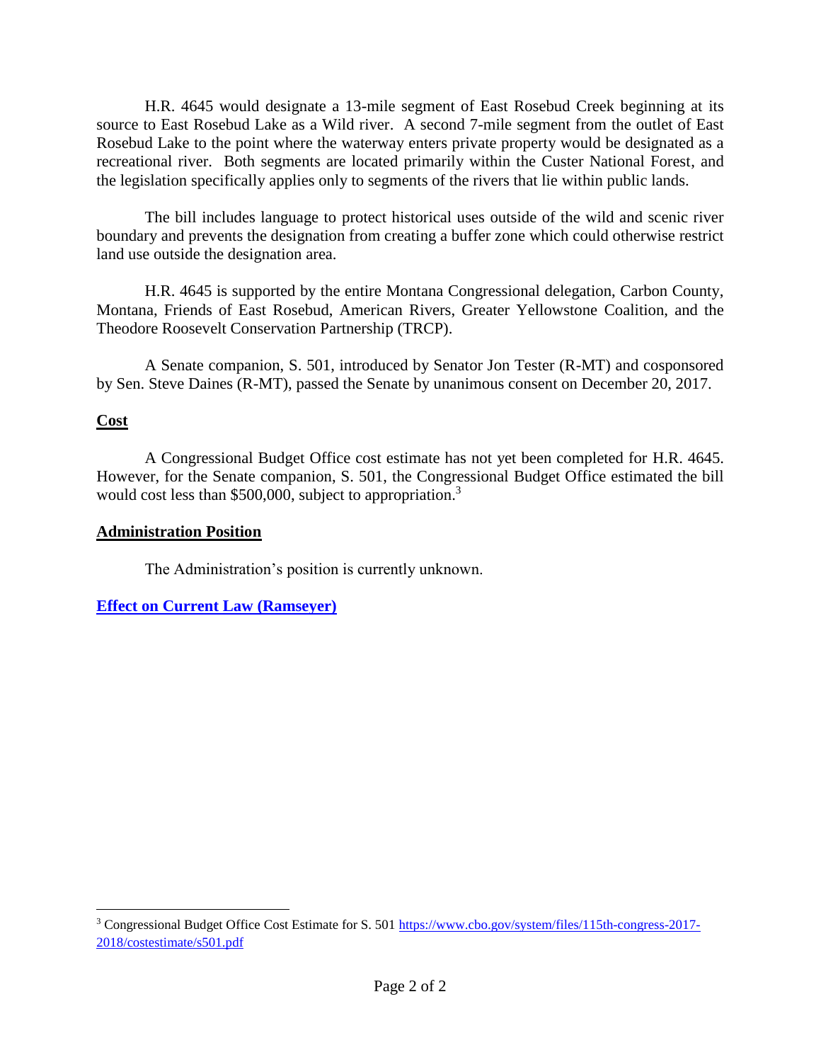H.R. 4645 would designate a 13-mile segment of East Rosebud Creek beginning at its source to East Rosebud Lake as a Wild river. A second 7-mile segment from the outlet of East Rosebud Lake to the point where the waterway enters private property would be designated as a recreational river. Both segments are located primarily within the Custer National Forest, and the legislation specifically applies only to segments of the rivers that lie within public lands.

The bill includes language to protect historical uses outside of the wild and scenic river boundary and prevents the designation from creating a buffer zone which could otherwise restrict land use outside the designation area.

H.R. 4645 is supported by the entire Montana Congressional delegation, Carbon County, Montana, Friends of East Rosebud, American Rivers, Greater Yellowstone Coalition, and the Theodore Roosevelt Conservation Partnership (TRCP).

A Senate companion, S. 501, introduced by Senator Jon Tester (R-MT) and cosponsored by Sen. Steve Daines (R-MT), passed the Senate by unanimous consent on December 20, 2017.

## Cost

A Congressional Budget Office cost estimate has not yet been completed for H.R. 4645. However, for the Senate companion, S. 501, the Congressional Budget Office estimated the bill would cost less than $500,000, subject to appropriation.[3]

## Administration Position

The Administration's position is currently unknown.

**Effect on Current Law (Ramseyer)**

---

[3] Congressional Budget Office Cost Estimate for S. 501 https://www.cbo.gov/system/files/115th-congress-2017-2018/costestimate/s501.pdf